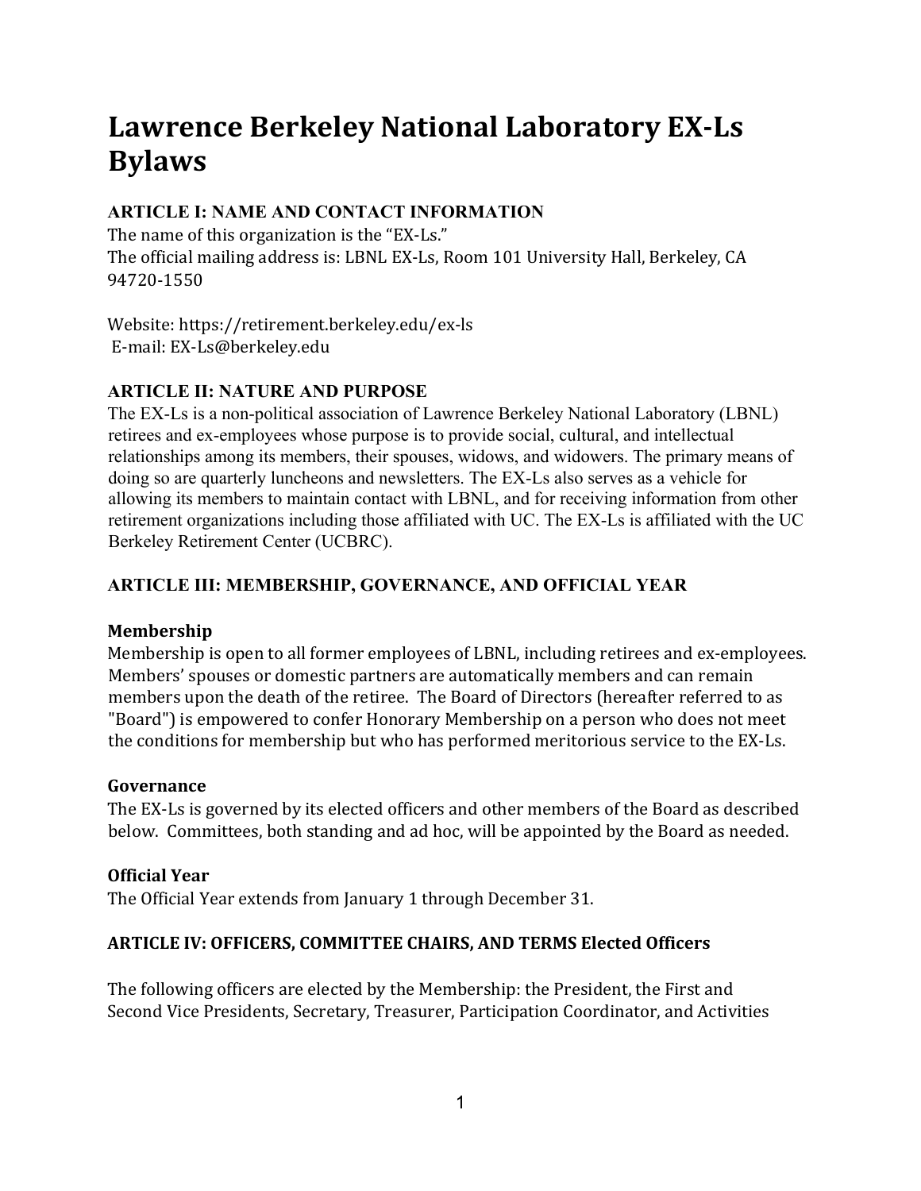# Lawrence Berkeley National Laboratory EX-Ls Bylaws

## ARTICLE I: NAME AND CONTACT INFORMATION

The name of this organization is the "EX-Ls."
The official mailing address is: LBNL EX-Ls, Room 101 University Hall, Berkeley, CA 94720-1550

Website: https://retirement.berkeley.edu/ex-ls
E-mail: EX-Ls@berkeley.edu

## ARTICLE II: NATURE AND PURPOSE

The EX-Ls is a non-political association of Lawrence Berkeley National Laboratory (LBNL) retirees and ex-employees whose purpose is to provide social, cultural, and intellectual relationships among its members, their spouses, widows, and widowers. The primary means of doing so are quarterly luncheons and newsletters. The EX-Ls also serves as a vehicle for allowing its members to maintain contact with LBNL, and for receiving information from other retirement organizations including those affiliated with UC. The EX-Ls is affiliated with the UC Berkeley Retirement Center (UCBRC).

## ARTICLE III: MEMBERSHIP, GOVERNANCE, AND OFFICIAL YEAR

### Membership

Membership is open to all former employees of LBNL, including retirees and ex-employees. Members' spouses or domestic partners are automatically members and can remain members upon the death of the retiree. The Board of Directors (hereafter referred to as "Board") is empowered to confer Honorary Membership on a person who does not meet the conditions for membership but who has performed meritorious service to the EX-Ls.

### Governance

The EX-Ls is governed by its elected officers and other members of the Board as described below. Committees, both standing and ad hoc, will be appointed by the Board as needed.

### Official Year

The Official Year extends from January 1 through December 31.

## ARTICLE IV: OFFICERS, COMMITTEE CHAIRS, AND TERMS Elected Officers

The following officers are elected by the Membership: the President, the First and Second Vice Presidents, Secretary, Treasurer, Participation Coordinator, and Activities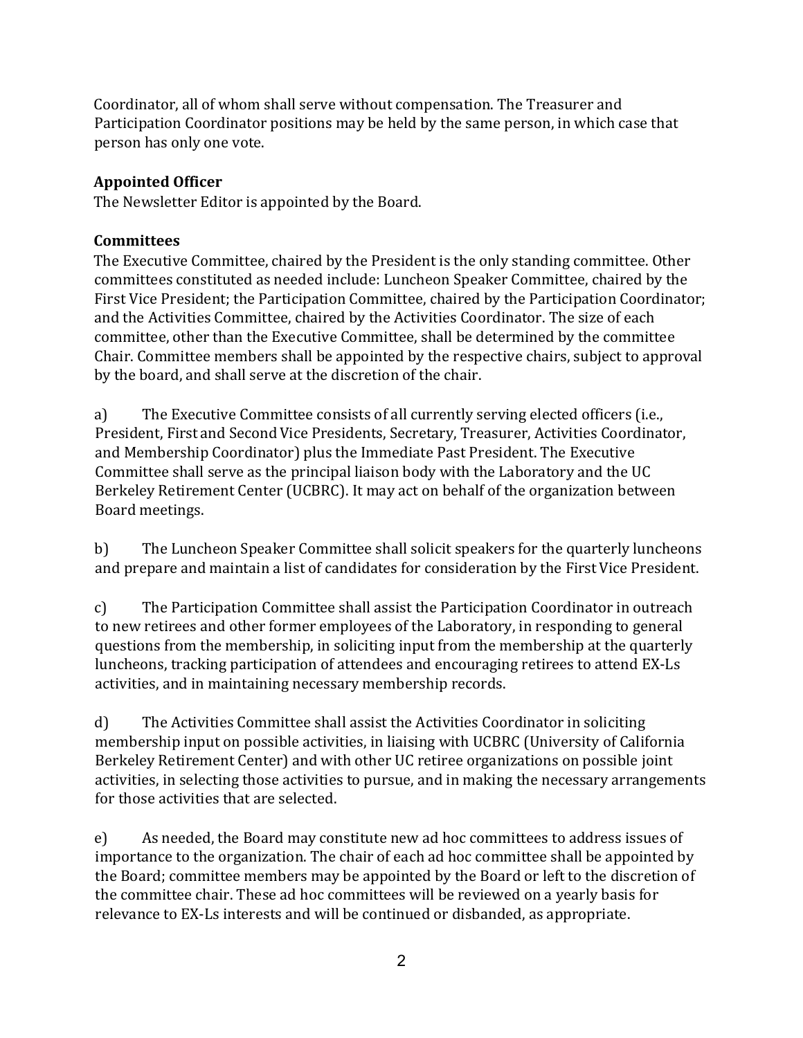Coordinator, all of whom shall serve without compensation. The Treasurer and Participation Coordinator positions may be held by the same person, in which case that person has only one vote.

**Appointed Officer**
The Newsletter Editor is appointed by the Board.

**Committees**
The Executive Committee, chaired by the President is the only standing committee. Other committees constituted as needed include: Luncheon Speaker Committee, chaired by the First Vice President; the Participation Committee, chaired by the Participation Coordinator; and the Activities Committee, chaired by the Activities Coordinator. The size of each committee, other than the Executive Committee, shall be determined by the committee Chair. Committee members shall be appointed by the respective chairs, subject to approval by the board, and shall serve at the discretion of the chair.

a) The Executive Committee consists of all currently serving elected officers (i.e., President, First and Second Vice Presidents, Secretary, Treasurer, Activities Coordinator, and Membership Coordinator) plus the Immediate Past President. The Executive Committee shall serve as the principal liaison body with the Laboratory and the UC Berkeley Retirement Center (UCBRC). It may act on behalf of the organization between Board meetings.

b) The Luncheon Speaker Committee shall solicit speakers for the quarterly luncheons and prepare and maintain a list of candidates for consideration by the First Vice President.

c) The Participation Committee shall assist the Participation Coordinator in outreach to new retirees and other former employees of the Laboratory, in responding to general questions from the membership, in soliciting input from the membership at the quarterly luncheons, tracking participation of attendees and encouraging retirees to attend EX-Ls activities, and in maintaining necessary membership records.

d) The Activities Committee shall assist the Activities Coordinator in soliciting membership input on possible activities, in liaising with UCBRC (University of California Berkeley Retirement Center) and with other UC retiree organizations on possible joint activities, in selecting those activities to pursue, and in making the necessary arrangements for those activities that are selected.

e) As needed, the Board may constitute new ad hoc committees to address issues of importance to the organization. The chair of each ad hoc committee shall be appointed by the Board; committee members may be appointed by the Board or left to the discretion of the committee chair. These ad hoc committees will be reviewed on a yearly basis for relevance to EX-Ls interests and will be continued or disbanded, as appropriate.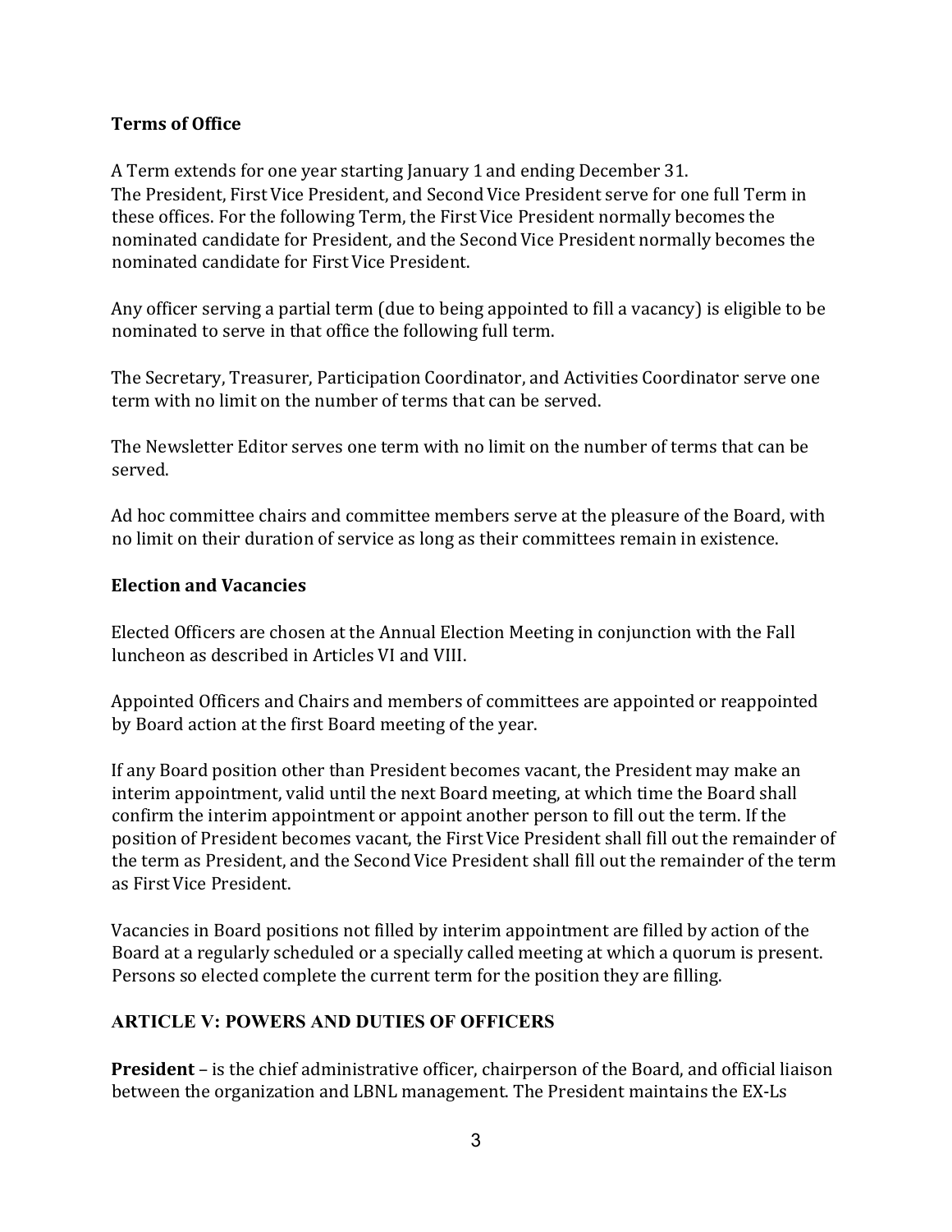### Terms of Office

A Term extends for one year starting January 1 and ending December 31. The President, First Vice President, and Second Vice President serve for one full Term in these offices. For the following Term, the First Vice President normally becomes the nominated candidate for President, and the Second Vice President normally becomes the nominated candidate for First Vice President.

Any officer serving a partial term (due to being appointed to fill a vacancy) is eligible to be nominated to serve in that office the following full term.

The Secretary, Treasurer, Participation Coordinator, and Activities Coordinator serve one term with no limit on the number of terms that can be served.

The Newsletter Editor serves one term with no limit on the number of terms that can be served.

Ad hoc committee chairs and committee members serve at the pleasure of the Board, with no limit on their duration of service as long as their committees remain in existence.

### Election and Vacancies

Elected Officers are chosen at the Annual Election Meeting in conjunction with the Fall luncheon as described in Articles VI and VIII.

Appointed Officers and Chairs and members of committees are appointed or reappointed by Board action at the first Board meeting of the year.

If any Board position other than President becomes vacant, the President may make an interim appointment, valid until the next Board meeting, at which time the Board shall confirm the interim appointment or appoint another person to fill out the term. If the position of President becomes vacant, the First Vice President shall fill out the remainder of the term as President, and the Second Vice President shall fill out the remainder of the term as First Vice President.

Vacancies in Board positions not filled by interim appointment are filled by action of the Board at a regularly scheduled or a specially called meeting at which a quorum is present. Persons so elected complete the current term for the position they are filling.

## ARTICLE V: POWERS AND DUTIES OF OFFICERS

**President** – is the chief administrative officer, chairperson of the Board, and official liaison between the organization and LBNL management. The President maintains the EX-Ls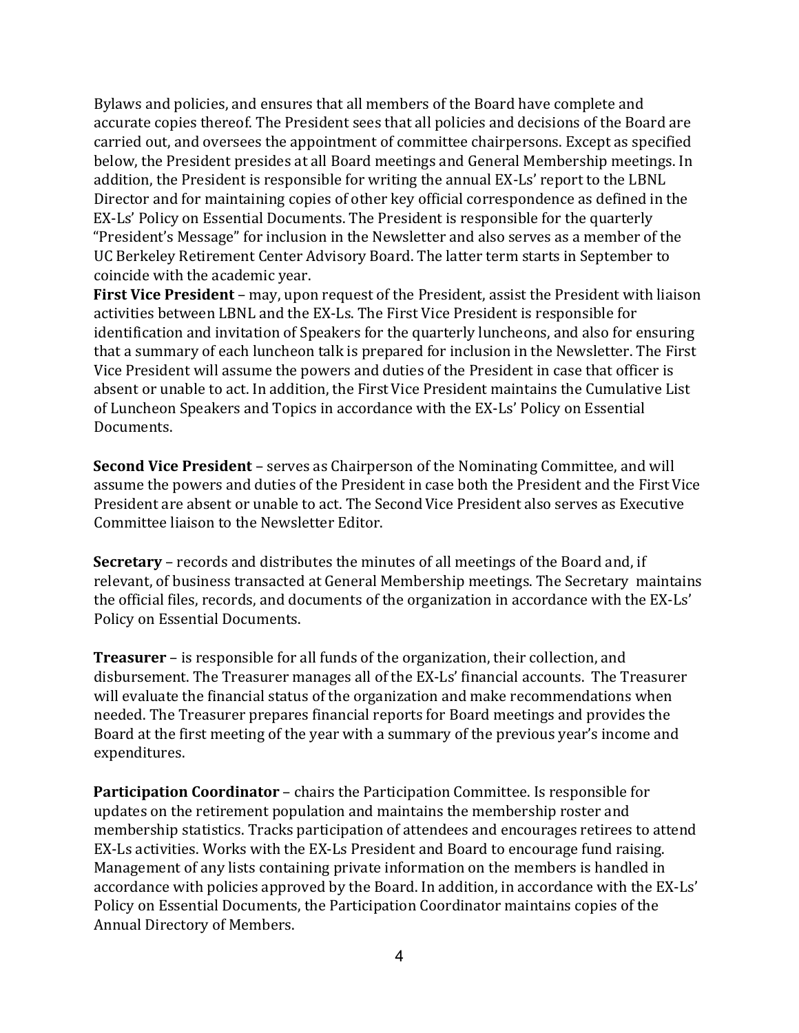Bylaws and policies, and ensures that all members of the Board have complete and accurate copies thereof. The President sees that all policies and decisions of the Board are carried out, and oversees the appointment of committee chairpersons. Except as specified below, the President presides at all Board meetings and General Membership meetings. In addition, the President is responsible for writing the annual EX-Ls' report to the LBNL Director and for maintaining copies of other key official correspondence as defined in the EX-Ls' Policy on Essential Documents. The President is responsible for the quarterly "President's Message" for inclusion in the Newsletter and also serves as a member of the UC Berkeley Retirement Center Advisory Board. The latter term starts in September to coincide with the academic year.

**First Vice President** – may, upon request of the President, assist the President with liaison activities between LBNL and the EX-Ls. The First Vice President is responsible for identification and invitation of Speakers for the quarterly luncheons, and also for ensuring that a summary of each luncheon talk is prepared for inclusion in the Newsletter. The First Vice President will assume the powers and duties of the President in case that officer is absent or unable to act. In addition, the First Vice President maintains the Cumulative List of Luncheon Speakers and Topics in accordance with the EX-Ls' Policy on Essential Documents.

**Second Vice President** – serves as Chairperson of the Nominating Committee, and will assume the powers and duties of the President in case both the President and the First Vice President are absent or unable to act. The Second Vice President also serves as Executive Committee liaison to the Newsletter Editor.

**Secretary** – records and distributes the minutes of all meetings of the Board and, if relevant, of business transacted at General Membership meetings. The Secretary maintains the official files, records, and documents of the organization in accordance with the EX-Ls' Policy on Essential Documents.

**Treasurer** – is responsible for all funds of the organization, their collection, and disbursement. The Treasurer manages all of the EX-Ls' financial accounts. The Treasurer will evaluate the financial status of the organization and make recommendations when needed. The Treasurer prepares financial reports for Board meetings and provides the Board at the first meeting of the year with a summary of the previous year's income and expenditures.

**Participation Coordinator** – chairs the Participation Committee. Is responsible for updates on the retirement population and maintains the membership roster and membership statistics. Tracks participation of attendees and encourages retirees to attend EX-Ls activities. Works with the EX-Ls President and Board to encourage fund raising. Management of any lists containing private information on the members is handled in accordance with policies approved by the Board. In addition, in accordance with the EX-Ls' Policy on Essential Documents, the Participation Coordinator maintains copies of the Annual Directory of Members.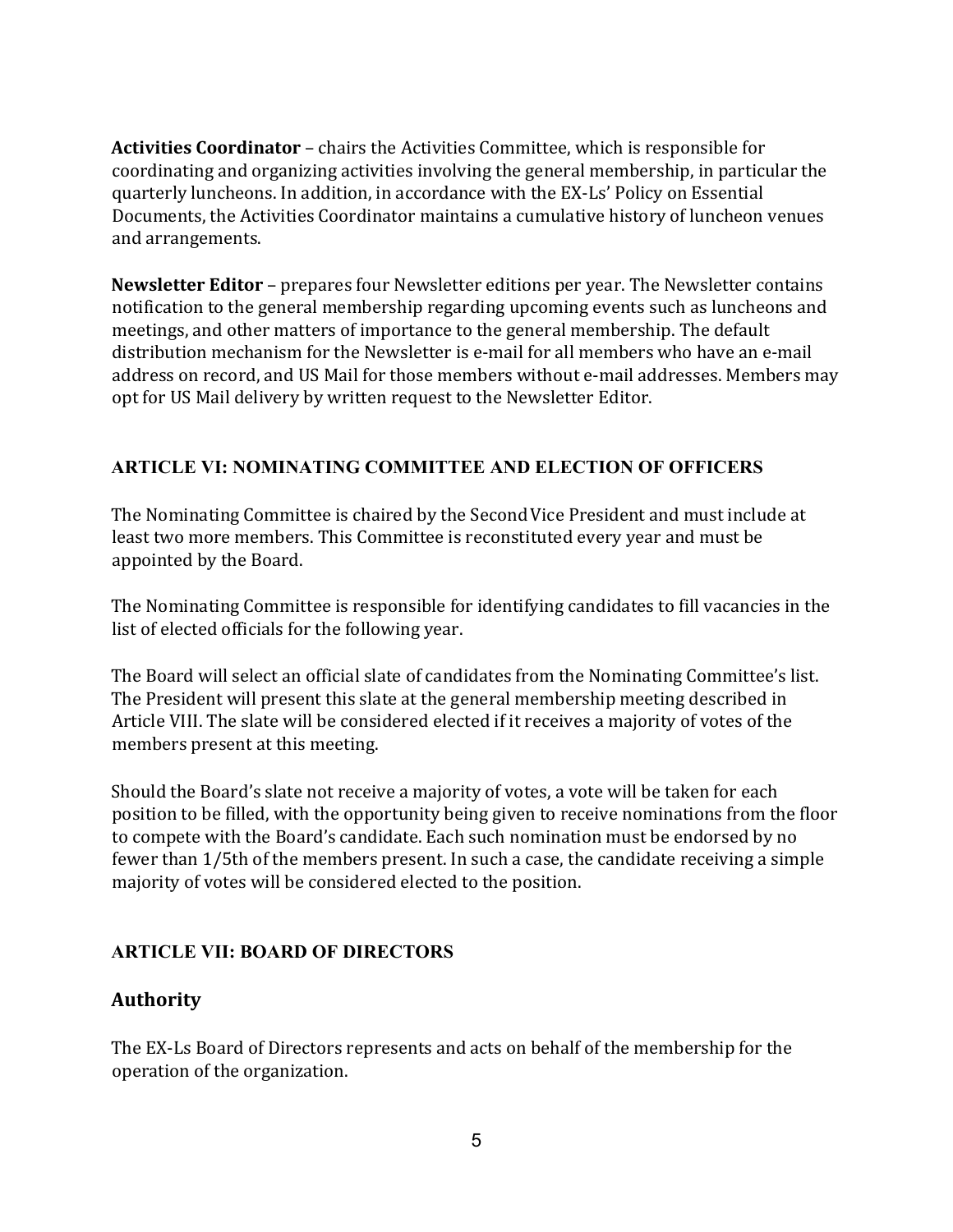**Activities Coordinator** – chairs the Activities Committee, which is responsible for coordinating and organizing activities involving the general membership, in particular the quarterly luncheons. In addition, in accordance with the EX-Ls' Policy on Essential Documents, the Activities Coordinator maintains a cumulative history of luncheon venues and arrangements.

**Newsletter Editor** – prepares four Newsletter editions per year. The Newsletter contains notification to the general membership regarding upcoming events such as luncheons and meetings, and other matters of importance to the general membership. The default distribution mechanism for the Newsletter is e-mail for all members who have an e-mail address on record, and US Mail for those members without e-mail addresses. Members may opt for US Mail delivery by written request to the Newsletter Editor.

## ARTICLE VI: NOMINATING COMMITTEE AND ELECTION OF OFFICERS

The Nominating Committee is chaired by the Second Vice President and must include at least two more members. This Committee is reconstituted every year and must be appointed by the Board.

The Nominating Committee is responsible for identifying candidates to fill vacancies in the list of elected officials for the following year.

The Board will select an official slate of candidates from the Nominating Committee's list. The President will present this slate at the general membership meeting described in Article VIII. The slate will be considered elected if it receives a majority of votes of the members present at this meeting.

Should the Board's slate not receive a majority of votes, a vote will be taken for each position to be filled, with the opportunity being given to receive nominations from the floor to compete with the Board's candidate. Each such nomination must be endorsed by no fewer than 1/5th of the members present. In such a case, the candidate receiving a simple majority of votes will be considered elected to the position.

## ARTICLE VII: BOARD OF DIRECTORS

### Authority

The EX-Ls Board of Directors represents and acts on behalf of the membership for the operation of the organization.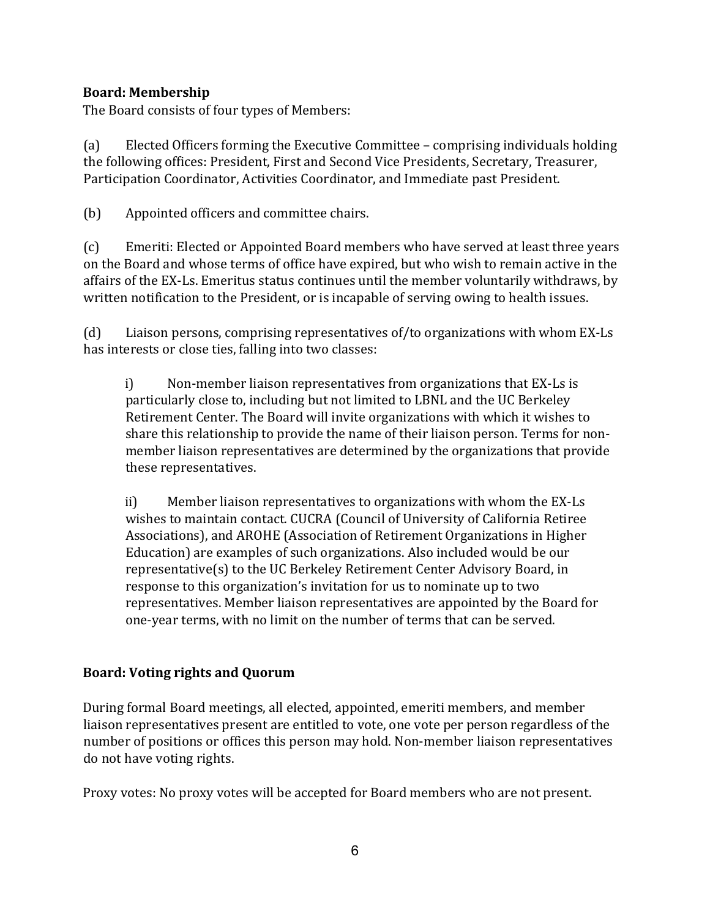**Board: Membership**

The Board consists of four types of Members:

(a) Elected Officers forming the Executive Committee – comprising individuals holding the following offices: President, First and Second Vice Presidents, Secretary, Treasurer, Participation Coordinator, Activities Coordinator, and Immediate past President.

(b) Appointed officers and committee chairs.

(c) Emeriti: Elected or Appointed Board members who have served at least three years on the Board and whose terms of office have expired, but who wish to remain active in the affairs of the EX-Ls. Emeritus status continues until the member voluntarily withdraws, by written notification to the President, or is incapable of serving owing to health issues.

(d) Liaison persons, comprising representatives of/to organizations with whom EX-Ls has interests or close ties, falling into two classes:

> i) Non-member liaison representatives from organizations that EX-Ls is particularly close to, including but not limited to LBNL and the UC Berkeley Retirement Center. The Board will invite organizations with which it wishes to share this relationship to provide the name of their liaison person. Terms for non-member liaison representatives are determined by the organizations that provide these representatives.
>
> ii) Member liaison representatives to organizations with whom the EX-Ls wishes to maintain contact. CUCRA (Council of University of California Retiree Associations), and AROHE (Association of Retirement Organizations in Higher Education) are examples of such organizations. Also included would be our representative(s) to the UC Berkeley Retirement Center Advisory Board, in response to this organization's invitation for us to nominate up to two representatives. Member liaison representatives are appointed by the Board for one-year terms, with no limit on the number of terms that can be served.

**Board: Voting rights and Quorum**

During formal Board meetings, all elected, appointed, emeriti members, and member liaison representatives present are entitled to vote, one vote per person regardless of the number of positions or offices this person may hold. Non-member liaison representatives do not have voting rights.

Proxy votes: No proxy votes will be accepted for Board members who are not present.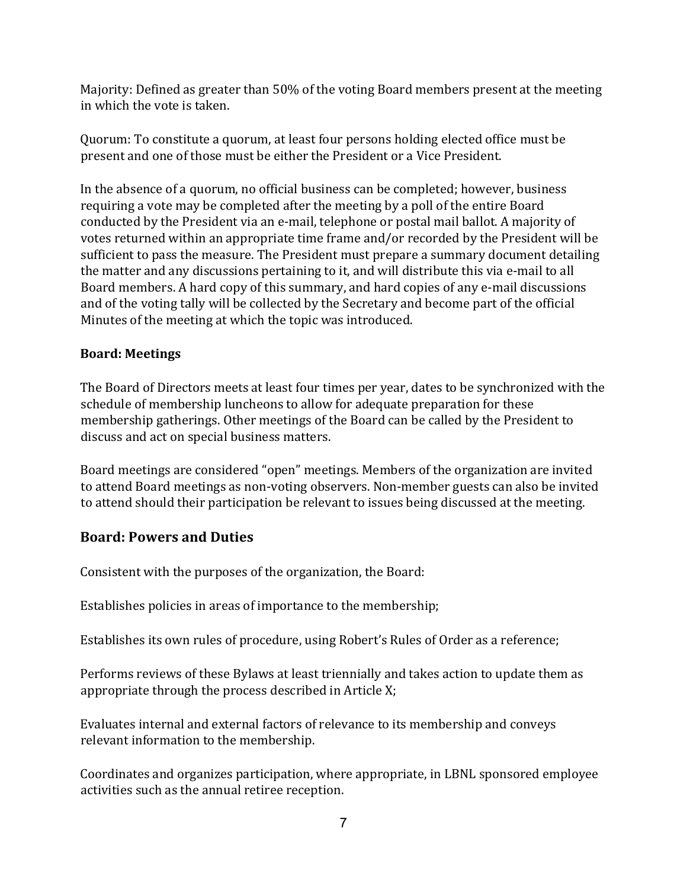Majority: Defined as greater than 50% of the voting Board members present at the meeting in which the vote is taken.

Quorum: To constitute a quorum, at least four persons holding elected office must be present and one of those must be either the President or a Vice President.

In the absence of a quorum, no official business can be completed; however, business requiring a vote may be completed after the meeting by a poll of the entire Board conducted by the President via an e-mail, telephone or postal mail ballot. A majority of votes returned within an appropriate time frame and/or recorded by the President will be sufficient to pass the measure. The President must prepare a summary document detailing the matter and any discussions pertaining to it, and will distribute this via e-mail to all Board members. A hard copy of this summary, and hard copies of any e-mail discussions and of the voting tally will be collected by the Secretary and become part of the official Minutes of the meeting at which the topic was introduced.

### Board: Meetings

The Board of Directors meets at least four times per year, dates to be synchronized with the schedule of membership luncheons to allow for adequate preparation for these membership gatherings. Other meetings of the Board can be called by the President to discuss and act on special business matters.

Board meetings are considered "open" meetings. Members of the organization are invited to attend Board meetings as non-voting observers. Non-member guests can also be invited to attend should their participation be relevant to issues being discussed at the meeting.

## Board: Powers and Duties

Consistent with the purposes of the organization, the Board:

Establishes policies in areas of importance to the membership;

Establishes its own rules of procedure, using Robert's Rules of Order as a reference;

Performs reviews of these Bylaws at least triennially and takes action to update them as appropriate through the process described in Article X;

Evaluates internal and external factors of relevance to its membership and conveys relevant information to the membership.

Coordinates and organizes participation, where appropriate, in LBNL sponsored employee activities such as the annual retiree reception.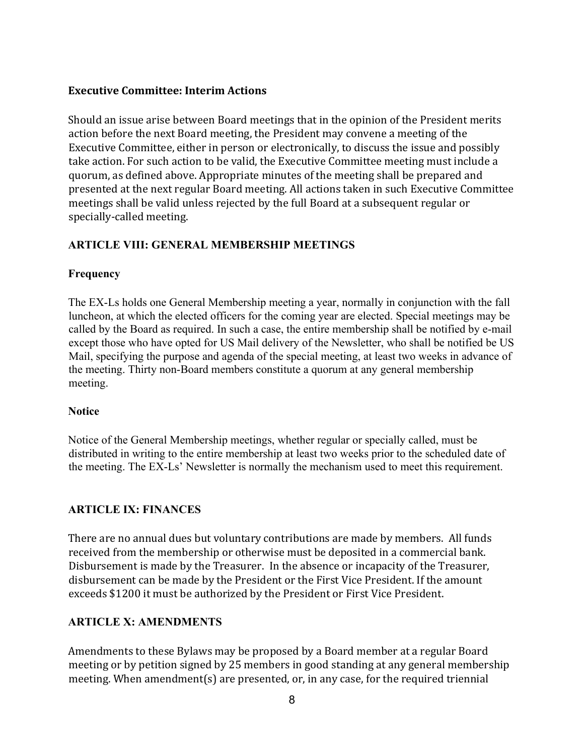### Executive Committee: Interim Actions

Should an issue arise between Board meetings that in the opinion of the President merits action before the next Board meeting, the President may convene a meeting of the Executive Committee, either in person or electronically, to discuss the issue and possibly take action. For such action to be valid, the Executive Committee meeting must include a quorum, as defined above. Appropriate minutes of the meeting shall be prepared and presented at the next regular Board meeting. All actions taken in such Executive Committee meetings shall be valid unless rejected by the full Board at a subsequent regular or specially-called meeting.

## ARTICLE VIII: GENERAL MEMBERSHIP MEETINGS

### Frequency

The EX-Ls holds one General Membership meeting a year, normally in conjunction with the fall luncheon, at which the elected officers for the coming year are elected. Special meetings may be called by the Board as required. In such a case, the entire membership shall be notified by e-mail except those who have opted for US Mail delivery of the Newsletter, who shall be notified be US Mail, specifying the purpose and agenda of the special meeting, at least two weeks in advance of the meeting. Thirty non-Board members constitute a quorum at any general membership meeting.

### Notice

Notice of the General Membership meetings, whether regular or specially called, must be distributed in writing to the entire membership at least two weeks prior to the scheduled date of the meeting. The EX-Ls' Newsletter is normally the mechanism used to meet this requirement.

## ARTICLE IX: FINANCES

There are no annual dues but voluntary contributions are made by members. All funds received from the membership or otherwise must be deposited in a commercial bank. Disbursement is made by the Treasurer. In the absence or incapacity of the Treasurer, disbursement can be made by the President or the First Vice President. If the amount exceeds $1200 it must be authorized by the President or First Vice President.

## ARTICLE X: AMENDMENTS

Amendments to these Bylaws may be proposed by a Board member at a regular Board meeting or by petition signed by 25 members in good standing at any general membership meeting. When amendment(s) are presented, or, in any case, for the required triennial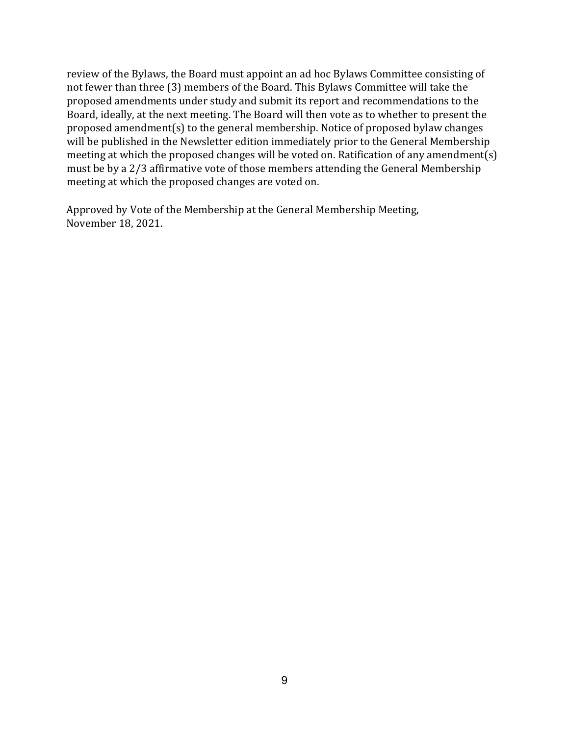review of the Bylaws, the Board must appoint an ad hoc Bylaws Committee consisting of not fewer than three (3) members of the Board. This Bylaws Committee will take the proposed amendments under study and submit its report and recommendations to the Board, ideally, at the next meeting. The Board will then vote as to whether to present the proposed amendment(s) to the general membership. Notice of proposed bylaw changes will be published in the Newsletter edition immediately prior to the General Membership meeting at which the proposed changes will be voted on. Ratification of any amendment(s) must be by a 2/3 affirmative vote of those members attending the General Membership meeting at which the proposed changes are voted on.

Approved by Vote of the Membership at the General Membership Meeting, November 18, 2021.